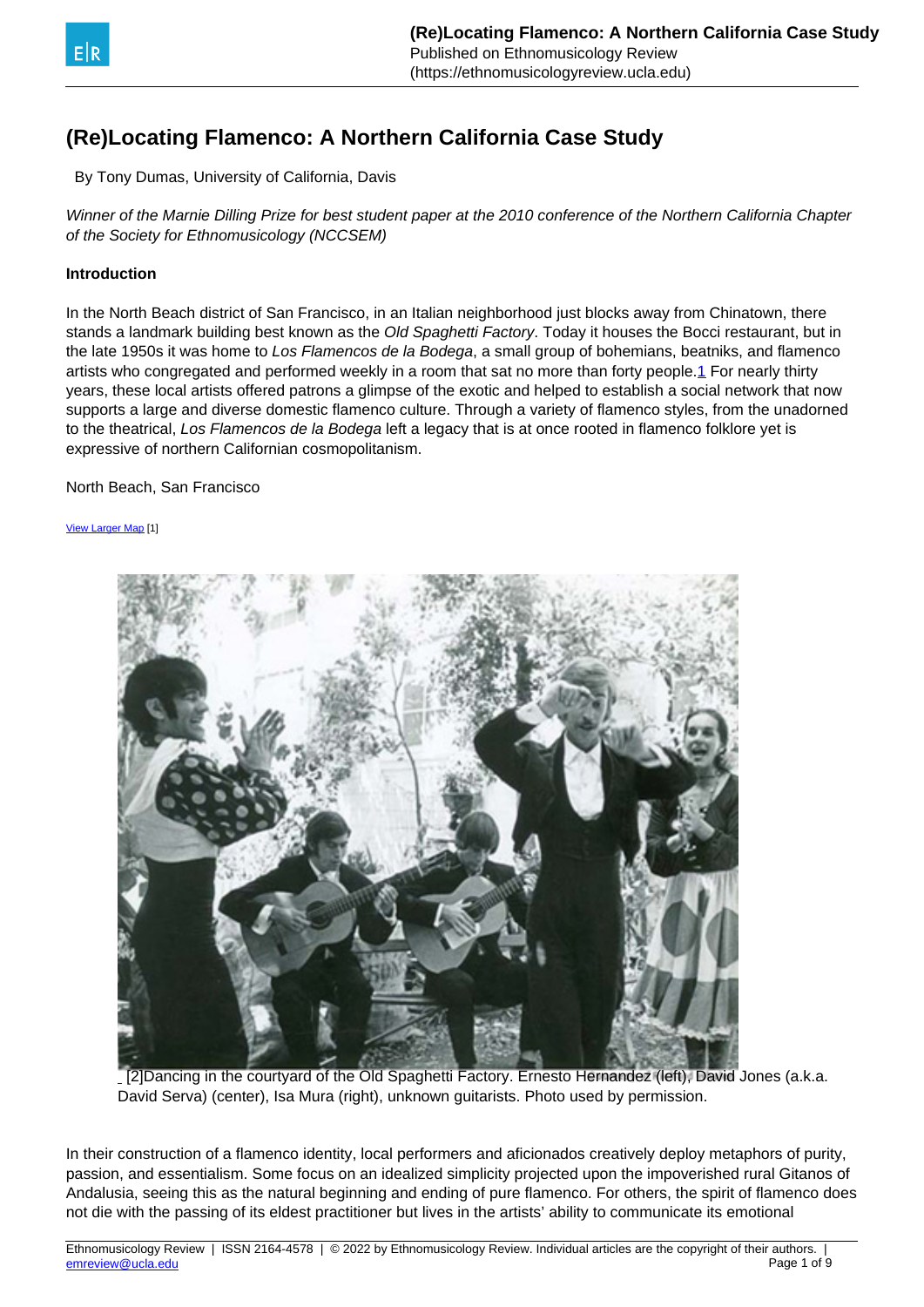# (Re)Locating Flamenco: A Northern California Case Study

By Tony Dumas, University of California, Davis

*Winner of the Marnie Dilling Prize for best student paper at the 2010 conference of the Northern California Chapter of the Society for Ethnomusicology (NCCSEM)*

**Introduction**

In the North Beach district of San Francisco, in an Italian neighborhood just blocks away from Chinatown, there stands a landmark building best known as the *Old Spaghetti Factory*. Today it houses the Bocci restaurant, but in the late 1950s it was home to *Los Flamencos de la Bodega*, a small group of bohemians, beatniks, and flamenco artists who congregated and performed weekly in a room that sat no more than forty people.1 For nearly thirty years, these local artists offered patrons a glimpse of the exotic and helped to establish a social network that now supports a large and diverse domestic flamenco culture. Through a variety of flamenco styles, from the unadorned to the theatrical, *Los Flamencos de la Bodega* left a legacy that is at once rooted in flamenco folklore yet is expressive of northern Californian cosmopolitanism.

North Beach, San Francisco

View Larger Map [1]

[2]Dancing in the courtyard of the Old Spaghetti Factory. Ernesto Hernandez (left), David Jones (a.k.a. David Serva) (center), Isa Mura (right), unknown guitarists. Photo used by permission.

In their construction of a flamenco identity, local performers and aficionados creatively deploy metaphors of purity, passion, and essentialism. Some focus on an idealized simplicity projected upon the impoverished rural Gitanos of Andalusia, seeing this as the natural beginning and ending of pure flamenco. For others, the spirit of flamenco does not die with the passing of its eldest practitioner but lives in the artists' ability to communicate its emotional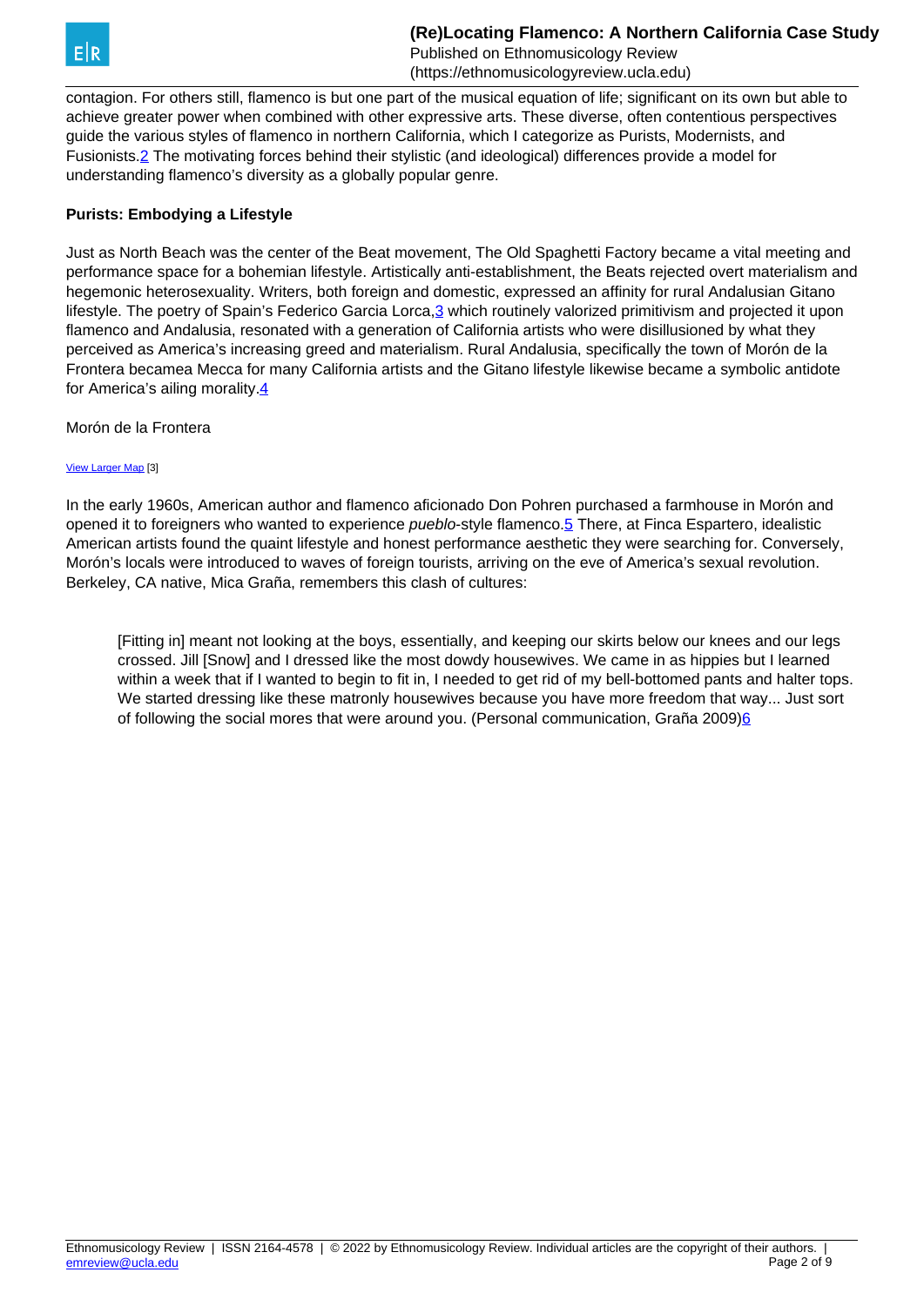contagion. For others still, flamenco is but one part of the musical equation of life; significant on its own but able to achieve greater power when combined with other expressive arts. These diverse, often contentious perspectives guide the various styles of flamenco in northern California, which I categorize as Purists, Modernists, and Fusionists.[2] The motivating forces behind their stylistic (and ideological) differences provide a model for understanding flamenco's diversity as a globally popular genre.

### Purists: Embodying a Lifestyle

Just as North Beach was the center of the Beat movement, The Old Spaghetti Factory became a vital meeting and performance space for a bohemian lifestyle. Artistically anti-establishment, the Beats rejected overt materialism and hegemonic heterosexuality. Writers, both foreign and domestic, expressed an affinity for rural Andalusian Gitano lifestyle. The poetry of Spain's Federico Garcia Lorca,[3] which routinely valorized primitivism and projected it upon flamenco and Andalusia, resonated with a generation of California artists who were disillusioned by what they perceived as America's increasing greed and materialism. Rural Andalusia, specifically the town of Morón de la Frontera becamea Mecca for many California artists and the Gitano lifestyle likewise became a symbolic antidote for America's ailing morality.[4]

Morón de la Frontera

View Larger Map [3]

In the early 1960s, American author and flamenco aficionado Don Pohren purchased a farmhouse in Morón and opened it to foreigners who wanted to experience *pueblo*-style flamenco.[5] There, at Finca Espartero, idealistic American artists found the quaint lifestyle and honest performance aesthetic they were searching for. Conversely, Morón's locals were introduced to waves of foreign tourists, arriving on the eve of America's sexual revolution. Berkeley, CA native, Mica Graña, remembers this clash of cultures:

> [Fitting in] meant not looking at the boys, essentially, and keeping our skirts below our knees and our legs crossed. Jill [Snow] and I dressed like the most dowdy housewives. We came in as hippies but I learned within a week that if I wanted to begin to fit in, I needed to get rid of my bell-bottomed pants and halter tops. We started dressing like these matronly housewives because you have more freedom that way... Just sort of following the social mores that were around you. (Personal communication, Graña 2009)[6]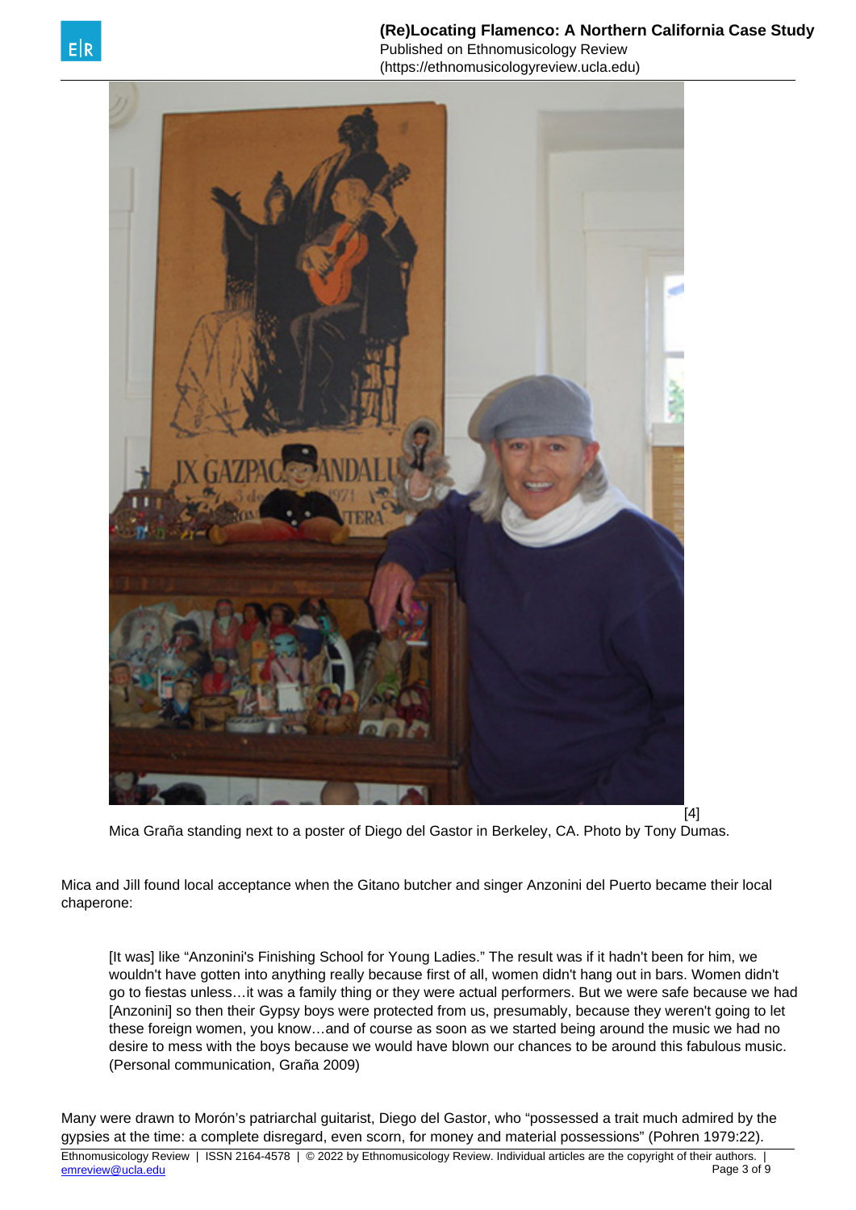[4]

Mica Graña standing next to a poster of Diego del Gastor in Berkeley, CA. Photo by Tony Dumas.

Mica and Jill found local acceptance when the Gitano butcher and singer Anzonini del Puerto became their local chaperone:

> [It was] like "Anzonini's Finishing School for Young Ladies." The result was if it hadn't been for him, we wouldn't have gotten into anything really because first of all, women didn't hang out in bars. Women didn't go to fiestas unless…it was a family thing or they were actual performers. But we were safe because we had [Anzonini] so then their Gypsy boys were protected from us, presumably, because they weren't going to let these foreign women, you know…and of course as soon as we started being around the music we had no desire to mess with the boys because we would have blown our chances to be around this fabulous music. (Personal communication, Graña 2009)

Many were drawn to Morón's patriarchal guitarist, Diego del Gastor, who "possessed a trait much admired by the gypsies at the time: a complete disregard, even scorn, for money and material possessions" (Pohren 1979:22).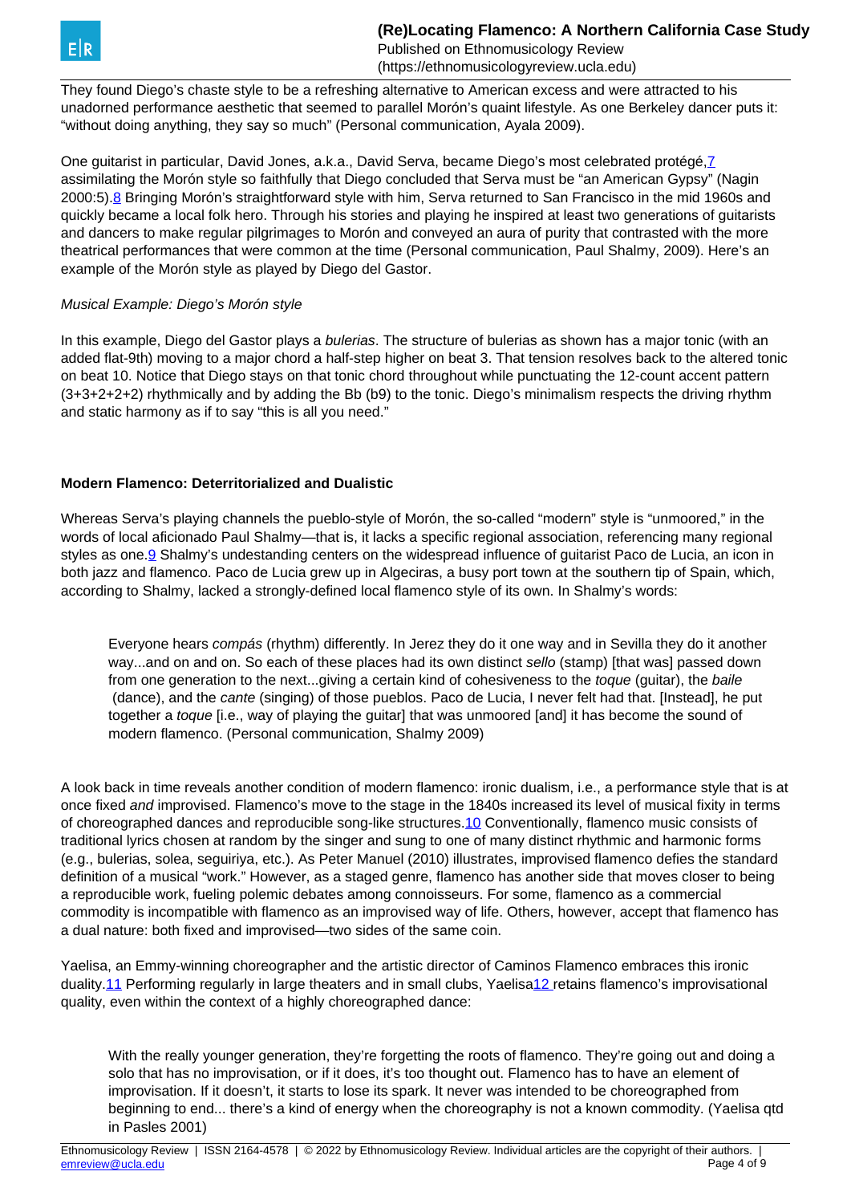They found Diego's chaste style to be a refreshing alternative to American excess and were attracted to his unadorned performance aesthetic that seemed to parallel Morón's quaint lifestyle. As one Berkeley dancer puts it: "without doing anything, they say so much" (Personal communication, Ayala 2009).

One guitarist in particular, David Jones, a.k.a., David Serva, became Diego's most celebrated protégé,[7] assimilating the Morón style so faithfully that Diego concluded that Serva must be "an American Gypsy" (Nagin 2000:5).[8] Bringing Morón's straightforward style with him, Serva returned to San Francisco in the mid 1960s and quickly became a local folk hero. Through his stories and playing he inspired at least two generations of guitarists and dancers to make regular pilgrimages to Morón and conveyed an aura of purity that contrasted with the more theatrical performances that were common at the time (Personal communication, Paul Shalmy, 2009). Here's an example of the Morón style as played by Diego del Gastor.

*Musical Example: Diego's Morón style*

In this example, Diego del Gastor plays a *bulerias*. The structure of bulerias as shown has a major tonic (with an added flat-9th) moving to a major chord a half-step higher on beat 3. That tension resolves back to the altered tonic on beat 10. Notice that Diego stays on that tonic chord throughout while punctuating the 12-count accent pattern (3+3+2+2+2) rhythmically and by adding the Bb (b9) to the tonic. Diego's minimalism respects the driving rhythm and static harmony as if to say "this is all you need."

**Modern Flamenco: Deterritorialized and Dualistic**

Whereas Serva's playing channels the pueblo-style of Morón, the so-called "modern" style is "unmoored," in the words of local aficionado Paul Shalmy—that is, it lacks a specific regional association, referencing many regional styles as one.[9] Shalmy's undestanding centers on the widespread influence of guitarist Paco de Lucia, an icon in both jazz and flamenco. Paco de Lucia grew up in Algeciras, a busy port town at the southern tip of Spain, which, according to Shalmy, lacked a strongly-defined local flamenco style of its own. In Shalmy's words:

> Everyone hears *compás* (rhythm) differently. In Jerez they do it one way and in Sevilla they do it another way...and on and on. So each of these places had its own distinct *sello* (stamp) [that was] passed down from one generation to the next...giving a certain kind of cohesiveness to the *toque* (guitar), the *baile* (dance), and the *cante* (singing) of those pueblos. Paco de Lucia, I never felt had that. [Instead], he put together a *toque* [i.e., way of playing the guitar] that was unmoored [and] it has become the sound of modern flamenco. (Personal communication, Shalmy 2009)

A look back in time reveals another condition of modern flamenco: ironic dualism, i.e., a performance style that is at once fixed *and* improvised. Flamenco's move to the stage in the 1840s increased its level of musical fixity in terms of choreographed dances and reproducible song-like structures.[10] Conventionally, flamenco music consists of traditional lyrics chosen at random by the singer and sung to one of many distinct rhythmic and harmonic forms (e.g., bulerias, solea, seguiriya, etc.). As Peter Manuel (2010) illustrates, improvised flamenco defies the standard definition of a musical "work." However, as a staged genre, flamenco has another side that moves closer to being a reproducible work, fueling polemic debates among connoisseurs. For some, flamenco as a commercial commodity is incompatible with flamenco as an improvised way of life. Others, however, accept that flamenco has a dual nature: both fixed and improvised—two sides of the same coin.

Yaelisa, an Emmy-winning choreographer and the artistic director of Caminos Flamenco embraces this ironic duality.[11] Performing regularly in large theaters and in small clubs, Yaelisa[12] retains flamenco's improvisational quality, even within the context of a highly choreographed dance:

> With the really younger generation, they're forgetting the roots of flamenco. They're going out and doing a solo that has no improvisation, or if it does, it's too thought out. Flamenco has to have an element of improvisation. If it doesn't, it starts to lose its spark. It never was intended to be choreographed from beginning to end... there's a kind of energy when the choreography is not a known commodity. (Yaelisa qtd in Pasles 2001)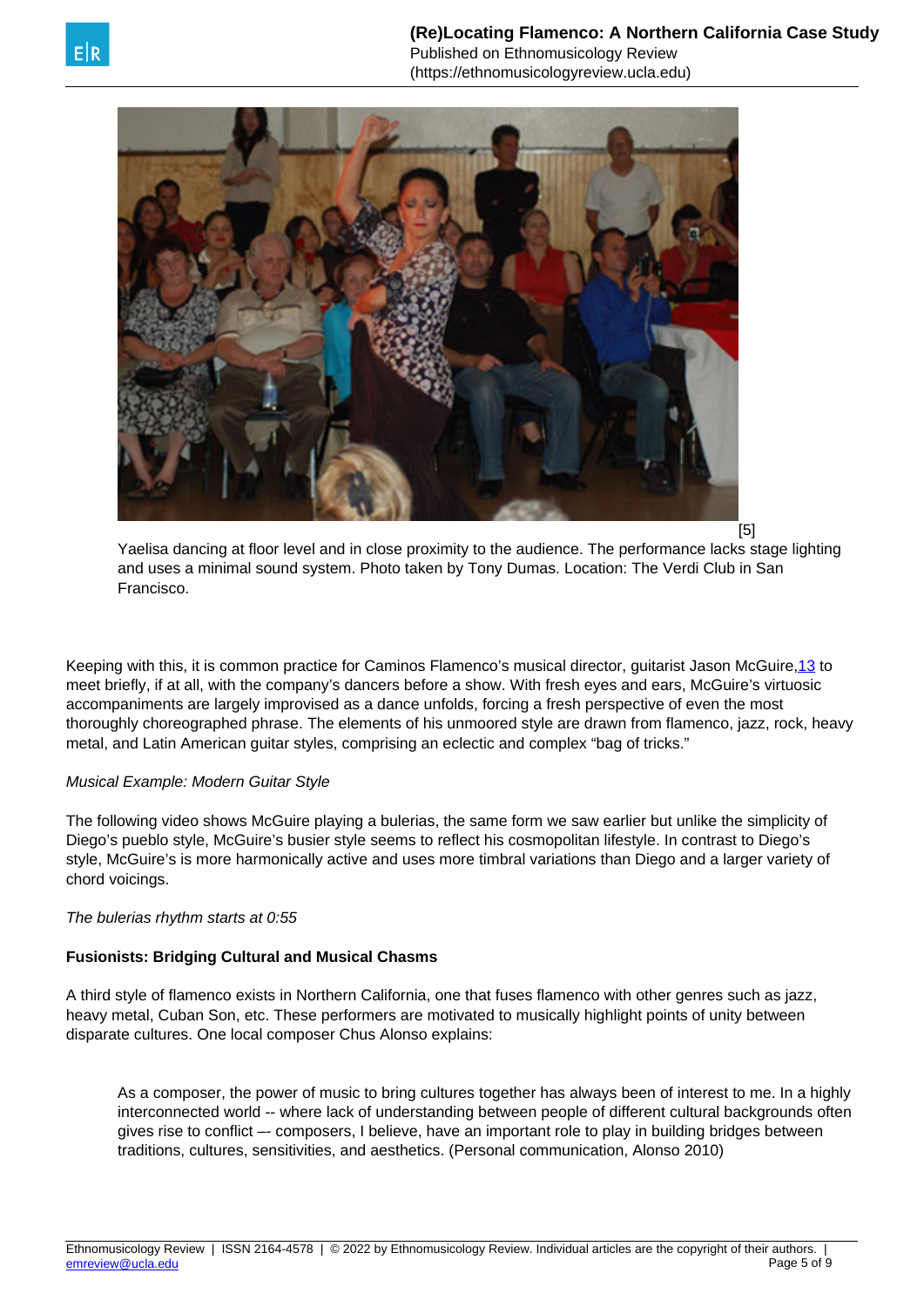[5]

Yaelisa dancing at floor level and in close proximity to the audience. The performance lacks stage lighting and uses a minimal sound system. Photo taken by Tony Dumas. Location: The Verdi Club in San Francisco.

Keeping with this, it is common practice for Caminos Flamenco's musical director, guitarist Jason McGuire,[13] to meet briefly, if at all, with the company's dancers before a show. With fresh eyes and ears, McGuire's virtuosic accompaniments are largely improvised as a dance unfolds, forcing a fresh perspective of even the most thoroughly choreographed phrase. The elements of his unmoored style are drawn from flamenco, jazz, rock, heavy metal, and Latin American guitar styles, comprising an eclectic and complex "bag of tricks."

*Musical Example: Modern Guitar Style*

The following video shows McGuire playing a bulerias, the same form we saw earlier but unlike the simplicity of Diego's pueblo style, McGuire's busier style seems to reflect his cosmopolitan lifestyle. In contrast to Diego's style, McGuire's is more harmonically active and uses more timbral variations than Diego and a larger variety of chord voicings.

*The bulerias rhythm starts at 0:55*

**Fusionists: Bridging Cultural and Musical Chasms**

A third style of flamenco exists in Northern California, one that fuses flamenco with other genres such as jazz, heavy metal, Cuban Son, etc. These performers are motivated to musically highlight points of unity between disparate cultures. One local composer Chus Alonso explains:

> As a composer, the power of music to bring cultures together has always been of interest to me. In a highly interconnected world -- where lack of understanding between people of different cultural backgrounds often gives rise to conflict –- composers, I believe, have an important role to play in building bridges between traditions, cultures, sensitivities, and aesthetics. (Personal communication, Alonso 2010)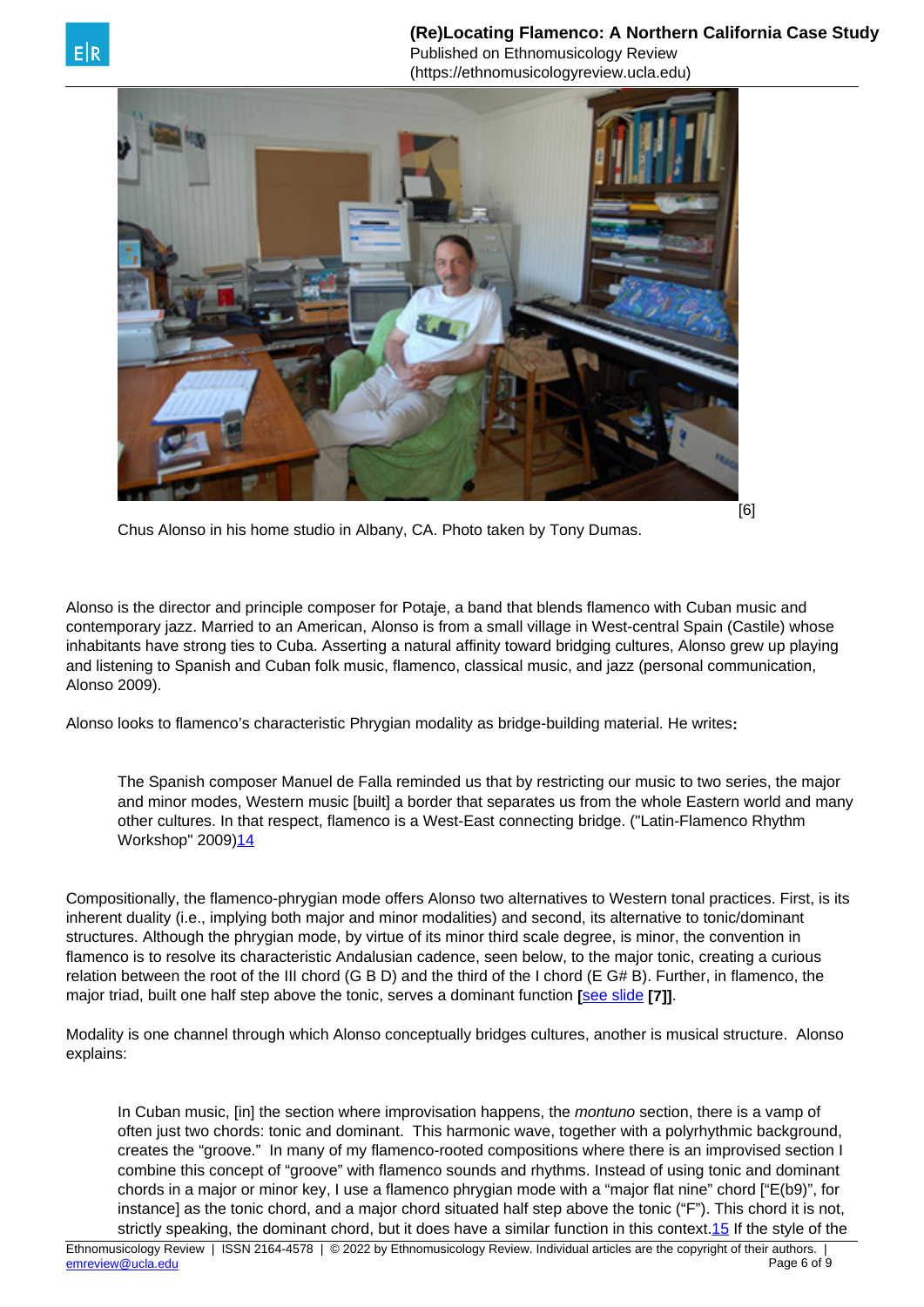[6]

Chus Alonso in his home studio in Albany, CA. Photo taken by Tony Dumas.

Alonso is the director and principle composer for Potaje, a band that blends flamenco with Cuban music and contemporary jazz. Married to an American, Alonso is from a small village in West-central Spain (Castile) whose inhabitants have strong ties to Cuba. Asserting a natural affinity toward bridging cultures, Alonso grew up playing and listening to Spanish and Cuban folk music, flamenco, classical music, and jazz (personal communication, Alonso 2009).

Alonso looks to flamenco's characteristic Phrygian modality as bridge-building material. He writes**:**

> The Spanish composer Manuel de Falla reminded us that by restricting our music to two series, the major and minor modes, Western music [built] a border that separates us from the whole Eastern world and many other cultures. In that respect, flamenco is a West-East connecting bridge. ("Latin-Flamenco Rhythm Workshop" 2009)14

Compositionally, the flamenco-phrygian mode offers Alonso two alternatives to Western tonal practices. First, is its inherent duality (i.e., implying both major and minor modalities) and second, its alternative to tonic/dominant structures. Although the phrygian mode, by virtue of its minor third scale degree, is minor, the convention in flamenco is to resolve its characteristic Andalusian cadence, seen below, to the major tonic, creating a curious relation between the root of the III chord (G B D) and the third of the I chord (E G# B). Further, in flamenco, the major triad, built one half step above the tonic, serves a dominant function **[**see slide **[7]]**.

Modality is one channel through which Alonso conceptually bridges cultures, another is musical structure. Alonso explains:

> In Cuban music, [in] the section where improvisation happens, the *montuno* section, there is a vamp of often just two chords: tonic and dominant. This harmonic wave, together with a polyrhythmic background, creates the "groove." In many of my flamenco-rooted compositions where there is an improvised section I combine this concept of "groove" with flamenco sounds and rhythms. Instead of using tonic and dominant chords in a major or minor key, I use a flamenco phrygian mode with a "major flat nine" chord ["E(b9)", for instance] as the tonic chord, and a major chord situated half step above the tonic ("F"). This chord it is not, strictly speaking, the dominant chord, but it does have a similar function in this context.15 If the style of the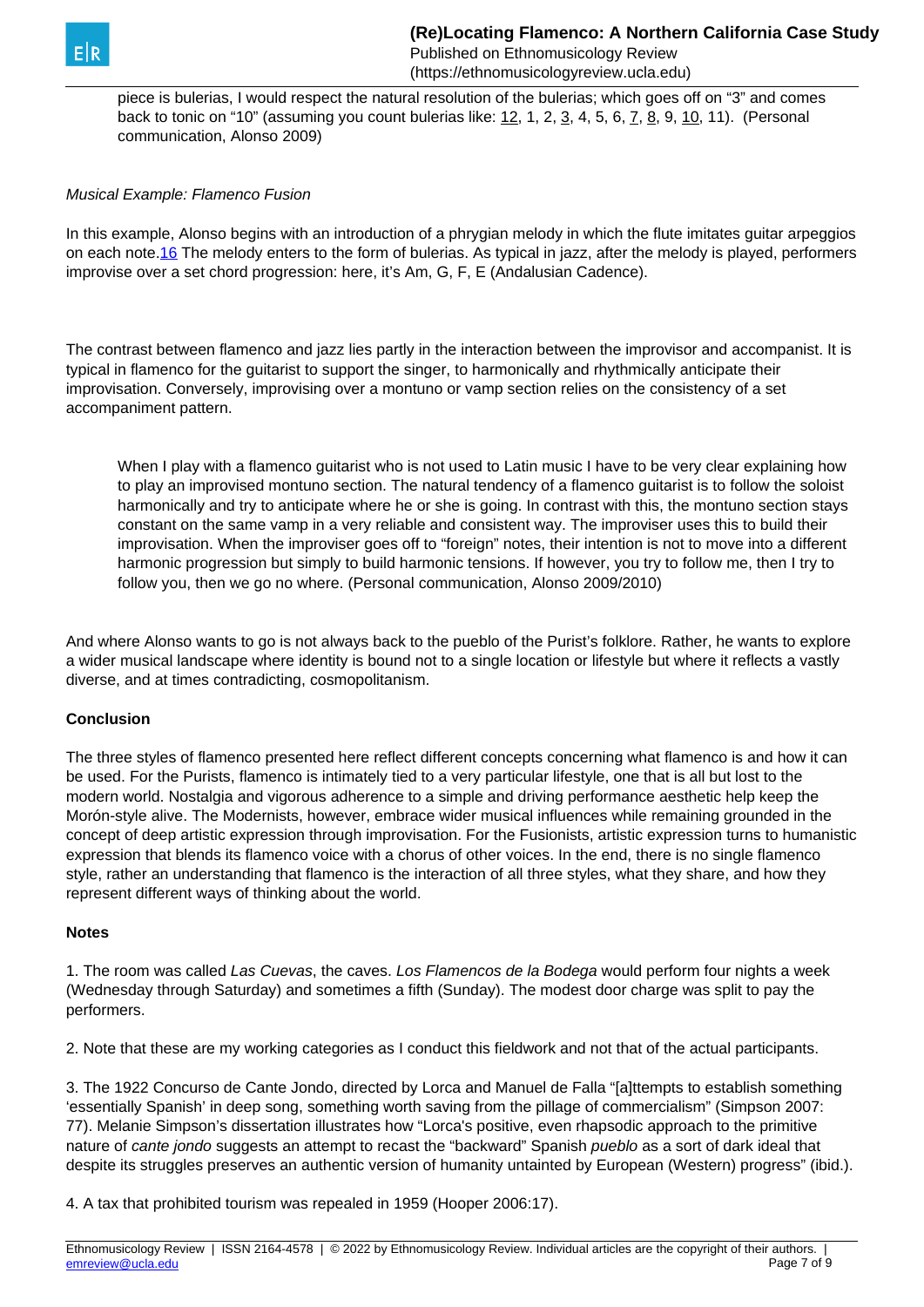piece is bulerias, I would respect the natural resolution of the bulerias; which goes off on "3" and comes back to tonic on "10" (assuming you count bulerias like: 12, 1, 2, 3, 4, 5, 6, 7, 8, 9, 10, 11). (Personal communication, Alonso 2009)

*Musical Example: Flamenco Fusion*

In this example, Alonso begins with an introduction of a phrygian melody in which the flute imitates guitar arpeggios on each note.16 The melody enters to the form of bulerias. As typical in jazz, after the melody is played, performers improvise over a set chord progression: here, it's Am, G, F, E (Andalusian Cadence).

The contrast between flamenco and jazz lies partly in the interaction between the improvisor and accompanist. It is typical in flamenco for the guitarist to support the singer, to harmonically and rhythmically anticipate their improvisation. Conversely, improvising over a montuno or vamp section relies on the consistency of a set accompaniment pattern.

> When I play with a flamenco guitarist who is not used to Latin music I have to be very clear explaining how to play an improvised montuno section. The natural tendency of a flamenco guitarist is to follow the soloist harmonically and try to anticipate where he or she is going. In contrast with this, the montuno section stays constant on the same vamp in a very reliable and consistent way. The improviser uses this to build their improvisation. When the improviser goes off to "foreign" notes, their intention is not to move into a different harmonic progression but simply to build harmonic tensions. If however, you try to follow me, then I try to follow you, then we go no where. (Personal communication, Alonso 2009/2010)

And where Alonso wants to go is not always back to the pueblo of the Purist's folklore. Rather, he wants to explore a wider musical landscape where identity is bound not to a single location or lifestyle but where it reflects a vastly diverse, and at times contradicting, cosmopolitanism.

**Conclusion**

The three styles of flamenco presented here reflect different concepts concerning what flamenco is and how it can be used. For the Purists, flamenco is intimately tied to a very particular lifestyle, one that is all but lost to the modern world. Nostalgia and vigorous adherence to a simple and driving performance aesthetic help keep the Morón-style alive. The Modernists, however, embrace wider musical influences while remaining grounded in the concept of deep artistic expression through improvisation. For the Fusionists, artistic expression turns to humanistic expression that blends its flamenco voice with a chorus of other voices. In the end, there is no single flamenco style, rather an understanding that flamenco is the interaction of all three styles, what they share, and how they represent different ways of thinking about the world.

**Notes**

1. The room was called *Las Cuevas*, the caves. *Los Flamencos de la Bodega* would perform four nights a week (Wednesday through Saturday) and sometimes a fifth (Sunday). The modest door charge was split to pay the performers.

2. Note that these are my working categories as I conduct this fieldwork and not that of the actual participants.

3. The 1922 Concurso de Cante Jondo, directed by Lorca and Manuel de Falla "[a]ttempts to establish something 'essentially Spanish' in deep song, something worth saving from the pillage of commercialism" (Simpson 2007: 77). Melanie Simpson's dissertation illustrates how "Lorca's positive, even rhapsodic approach to the primitive nature of *cante jondo* suggests an attempt to recast the "backward" Spanish *pueblo* as a sort of dark ideal that despite its struggles preserves an authentic version of humanity untainted by European (Western) progress" (ibid.).

4. A tax that prohibited tourism was repealed in 1959 (Hooper 2006:17).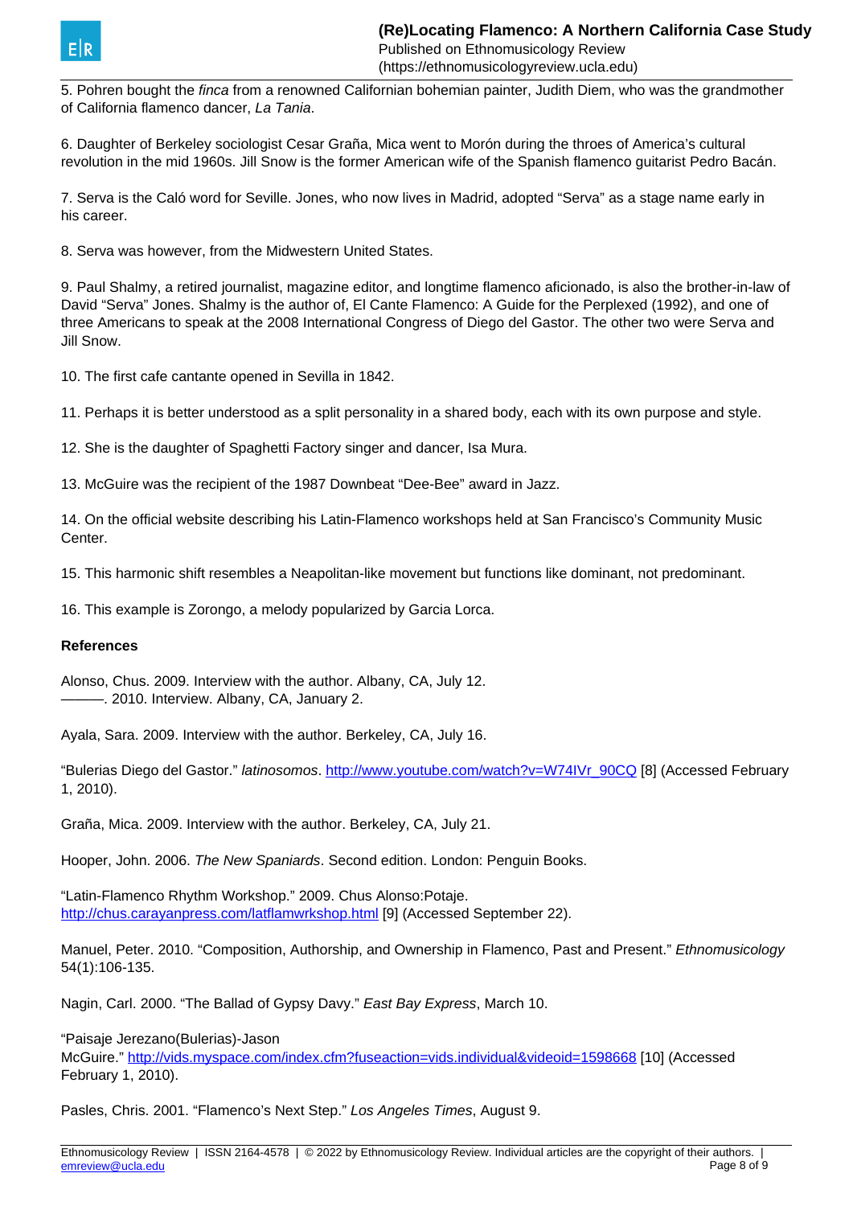5. Pohren bought the *finca* from a renowned Californian bohemian painter, Judith Diem, who was the grandmother of California flamenco dancer, *La Tania*.

6. Daughter of Berkeley sociologist Cesar Graña, Mica went to Morón during the throes of America's cultural revolution in the mid 1960s. Jill Snow is the former American wife of the Spanish flamenco guitarist Pedro Bacán.

7. Serva is the Caló word for Seville. Jones, who now lives in Madrid, adopted "Serva" as a stage name early in his career.

8. Serva was however, from the Midwestern United States.

9. Paul Shalmy, a retired journalist, magazine editor, and longtime flamenco aficionado, is also the brother-in-law of David "Serva" Jones. Shalmy is the author of, El Cante Flamenco: A Guide for the Perplexed (1992), and one of three Americans to speak at the 2008 International Congress of Diego del Gastor. The other two were Serva and Jill Snow.

10. The first cafe cantante opened in Sevilla in 1842.

11. Perhaps it is better understood as a split personality in a shared body, each with its own purpose and style.

12. She is the daughter of Spaghetti Factory singer and dancer, Isa Mura.

13. McGuire was the recipient of the 1987 Downbeat "Dee-Bee" award in Jazz.

14. On the official website describing his Latin-Flamenco workshops held at San Francisco's Community Music Center.

15. This harmonic shift resembles a Neapolitan-like movement but functions like dominant, not predominant.

16. This example is Zorongo, a melody popularized by Garcia Lorca.

**References**

Alonso, Chus. 2009. Interview with the author. Albany, CA, July 12.
———. 2010. Interview. Albany, CA, January 2.

Ayala, Sara. 2009. Interview with the author. Berkeley, CA, July 16.

"Bulerias Diego del Gastor." *latinosomos*. http://www.youtube.com/watch?v=W74IVr_90CQ [8] (Accessed February 1, 2010).

Graña, Mica. 2009. Interview with the author. Berkeley, CA, July 21.

Hooper, John. 2006. *The New Spaniards*. Second edition. London: Penguin Books.

"Latin-Flamenco Rhythm Workshop." 2009. Chus Alonso:Potaje. http://chus.carayanpress.com/latflamwrkshop.html [9] (Accessed September 22).

Manuel, Peter. 2010. "Composition, Authorship, and Ownership in Flamenco, Past and Present." *Ethnomusicology* 54(1):106-135.

Nagin, Carl. 2000. "The Ballad of Gypsy Davy." *East Bay Express*, March 10.

"Paisaje Jerezano(Bulerias)-Jason McGuire." http://vids.myspace.com/index.cfm?fuseaction=vids.individual&videoid=1598668 [10] (Accessed February 1, 2010).

Pasles, Chris. 2001. "Flamenco's Next Step." *Los Angeles Times*, August 9.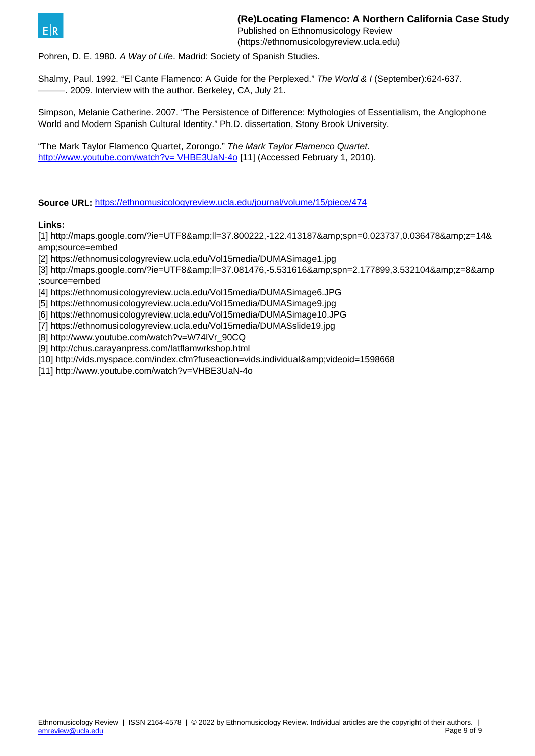Pohren, D. E. 1980. *A Way of Life*. Madrid: Society of Spanish Studies.

Shalmy, Paul. 1992. "El Cante Flamenco: A Guide for the Perplexed." *The World & I* (September):624-637.
———. 2009. Interview with the author. Berkeley, CA, July 21.

Simpson, Melanie Catherine. 2007. "The Persistence of Difference: Mythologies of Essentialism, the Anglophone World and Modern Spanish Cultural Identity." Ph.D. dissertation, Stony Brook University.

"The Mark Taylor Flamenco Quartet, Zorongo." *The Mark Taylor Flamenco Quartet*. http://www.youtube.com/watch?v= VHBE3UaN-4o [11] (Accessed February 1, 2010).

**Source URL:** https://ethnomusicologyreview.ucla.edu/journal/volume/15/piece/474

**Links:**

[1] http://maps.google.com/?ie=UTF8&amp;ll=37.800222,-122.413187&amp;spn=0.023737,0.036478&amp;z=14&amp;source=embed
[2] https://ethnomusicologyreview.ucla.edu/Vol15media/DUMASimage1.jpg
[3] http://maps.google.com/?ie=UTF8&amp;ll=37.081476,-5.531616&amp;spn=2.177899,3.532104&amp;z=8&amp;source=embed
[4] https://ethnomusicologyreview.ucla.edu/Vol15media/DUMASimage6.JPG
[5] https://ethnomusicologyreview.ucla.edu/Vol15media/DUMASimage9.jpg
[6] https://ethnomusicologyreview.ucla.edu/Vol15media/DUMASimage10.JPG
[7] https://ethnomusicologyreview.ucla.edu/Vol15media/DUMASslide19.jpg
[8] http://www.youtube.com/watch?v=W74IVr_90CQ
[9] http://chus.carayanpress.com/latflamwrkshop.html
[10] http://vids.myspace.com/index.cfm?fuseaction=vids.individual&amp;videoid=1598668
[11] http://www.youtube.com/watch?v=VHBE3UaN-4o